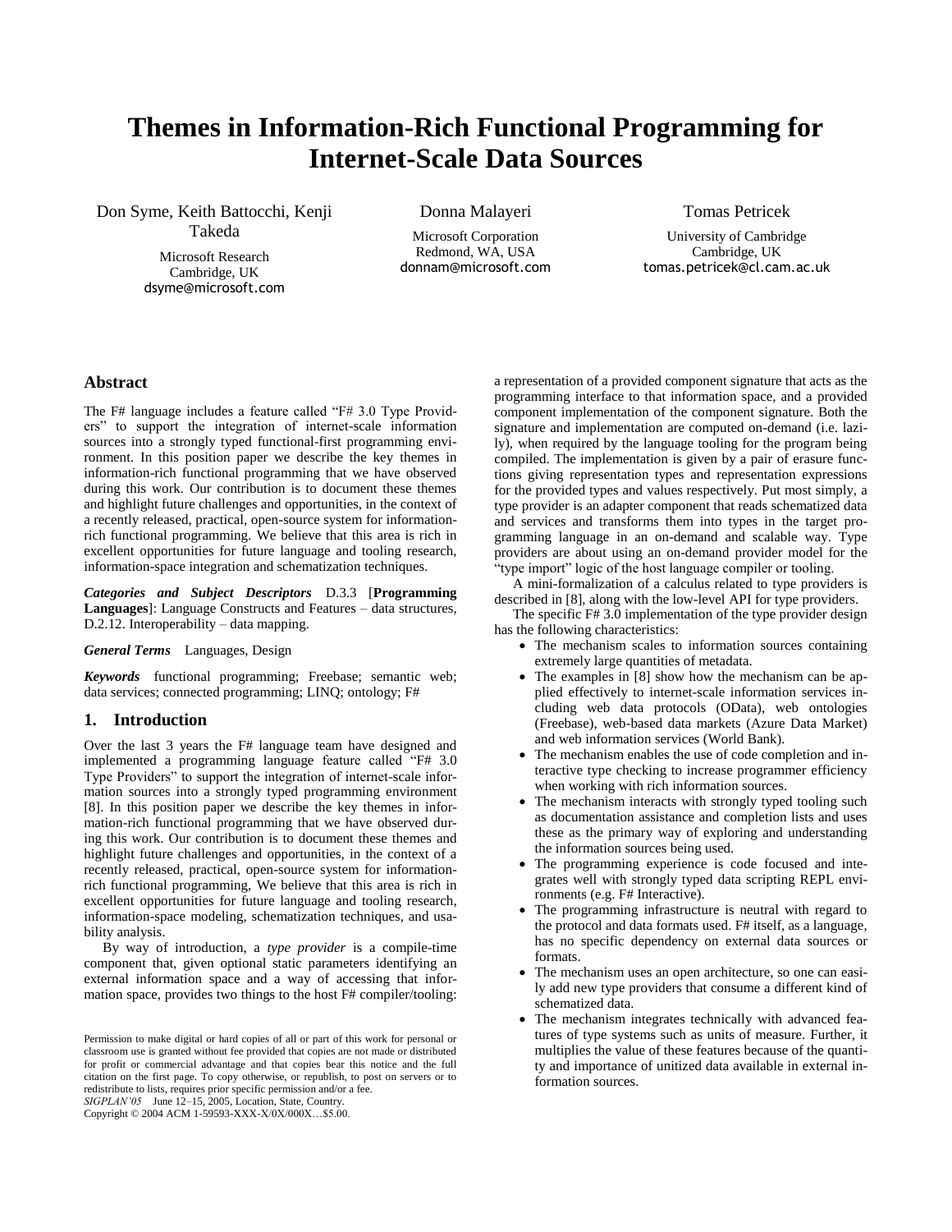# Themes in Information-Rich Functional Programming for Internet-Scale Data Sources

Don Syme, Keith Battocchi, Kenji Takeda
Microsoft Research
Cambridge, UK
dsyme@microsoft.com

Donna Malayeri
Microsoft Corporation
Redmond, WA, USA
donnam@microsoft.com

Tomas Petricek
University of Cambridge
Cambridge, UK
tomas.petricek@cl.cam.ac.uk

## Abstract

The F# language includes a feature called "F# 3.0 Type Providers" to support the integration of internet-scale information sources into a strongly typed functional-first programming environment. In this position paper we describe the key themes in information-rich functional programming that we have observed during this work. Our contribution is to document these themes and highlight future challenges and opportunities, in the context of a recently released, practical, open-source system for information-rich functional programming. We believe that this area is rich in excellent opportunities for future language and tooling research, information-space integration and schematization techniques.

***Categories and Subject Descriptors*** D.3.3 [**Programming Languages**]: Language Constructs and Features – data structures, D.2.12. Interoperability – data mapping.

***General Terms*** Languages, Design

***Keywords*** functional programming; Freebase; semantic web; data services; connected programming; LINQ; ontology; F#

## 1. Introduction

Over the last 3 years the F# language team have designed and implemented a programming language feature called "F# 3.0 Type Providers" to support the integration of internet-scale information sources into a strongly typed programming environment [8]. In this position paper we describe the key themes in information-rich functional programming that we have observed during this work. Our contribution is to document these themes and highlight future challenges and opportunities, in the context of a recently released, practical, open-source system for information-rich functional programming, We believe that this area is rich in excellent opportunities for future language and tooling research, information-space modeling, schematization techniques, and usability analysis.

By way of introduction, a *type provider* is a compile-time component that, given optional static parameters identifying an external information space and a way of accessing that information space, provides two things to the host F# compiler/tooling: a representation of a provided component signature that acts as the programming interface to that information space, and a provided component implementation of the component signature. Both the signature and implementation are computed on-demand (i.e. lazily), when required by the language tooling for the program being compiled. The implementation is given by a pair of erasure functions giving representation types and representation expressions for the provided types and values respectively. Put most simply, a type provider is an adapter component that reads schematized data and services and transforms them into types in the target programming language in an on-demand and scalable way. Type providers are about using an on-demand provider model for the "type import" logic of the host language compiler or tooling.

A mini-formalization of a calculus related to type providers is described in [8], along with the low-level API for type providers.

The specific F# 3.0 implementation of the type provider design has the following characteristics:

- The mechanism scales to information sources containing extremely large quantities of metadata.
- The examples in [8] show how the mechanism can be applied effectively to internet-scale information services including web data protocols (OData), web ontologies (Freebase), web-based data markets (Azure Data Market) and web information services (World Bank).
- The mechanism enables the use of code completion and interactive type checking to increase programmer efficiency when working with rich information sources.
- The mechanism interacts with strongly typed tooling such as documentation assistance and completion lists and uses these as the primary way of exploring and understanding the information sources being used.
- The programming experience is code focused and integrates well with strongly typed data scripting REPL environments (e.g. F# Interactive).
- The programming infrastructure is neutral with regard to the protocol and data formats used. F# itself, as a language, has no specific dependency on external data sources or formats.
- The mechanism uses an open architecture, so one can easily add new type providers that consume a different kind of schematized data.
- The mechanism integrates technically with advanced features of type systems such as units of measure. Further, it multiplies the value of these features because of the quantity and importance of unitized data available in external information sources.

Permission to make digital or hard copies of all or part of this work for personal or classroom use is granted without fee provided that copies are not made or distributed for profit or commercial advantage and that copies bear this notice and the full citation on the first page. To copy otherwise, or republish, to post on servers or to redistribute to lists, requires prior specific permission and/or a fee.
*SIGPLAN'05* June 12–15, 2005, Location, State, Country.
Copyright © 2004 ACM 1-59593-XXX-X/0X/000X…$5.00.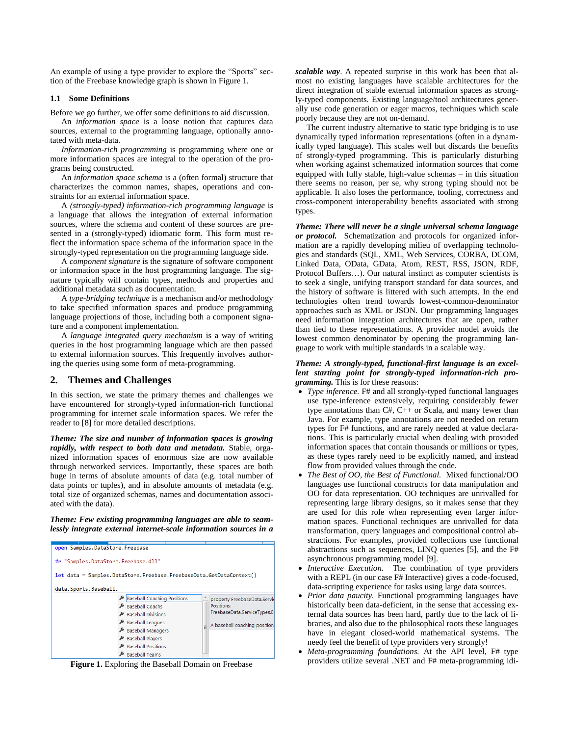An example of using a type provider to explore the "Sports" section of the Freebase knowledge graph is shown in Figure 1.

### 1.1 Some Definitions

Before we go further, we offer some definitions to aid discussion.

An *information space* is a loose notion that captures data sources, external to the programming language, optionally annotated with meta-data.

*Information-rich programming* is programming where one or more information spaces are integral to the operation of the programs being constructed.

An *information space schema* is a (often formal) structure that characterizes the common names, shapes, operations and constraints for an external information space.

A *(strongly-typed) information-rich programming language* is a language that allows the integration of external information sources, where the schema and content of these sources are presented in a (strongly-typed) idiomatic form. This form must reflect the information space schema of the information space in the strongly-typed representation on the programming language side.

A *component signature* is the signature of software component or information space in the host programming language. The signature typically will contain types, methods and properties and additional metadata such as documentation.

A *type-bridging technique* is a mechanism and/or methodology to take specified information spaces and produce programming language projections of those, including both a component signature and a component implementation.

A *language integrated query mechanism* is a way of writing queries in the host programming language which are then passed to external information sources. This frequently involves authoring the queries using some form of meta-programming.

## 2. Themes and Challenges

In this section, we state the primary themes and challenges we have encountered for strongly-typed information-rich functional programming for internet scale information spaces. We refer the reader to [8] for more detailed descriptions.

***Theme: The size and number of information spaces is growing rapidly, with respect to both data and metadata.*** Stable, organized information spaces of enormous size are now available through networked services. Importantly, these spaces are both huge in terms of absolute amounts of data (e.g. total number of data points or tuples), and in absolute amounts of metadata (e.g. total size of organized schemas, names and documentation associated with the data).

***Theme: Few existing programming languages are able to seamlessly integrate external internet-scale information sources in a scalable way***. A repeated surprise in this work has been that almost no existing languages have scalable architectures for the direct integration of stable external information spaces as strongly-typed components. Existing language/tool architectures generally use code generation or eager macros, techniques which scale poorly because they are not on-demand.

The current industry alternative to static type bridging is to use dynamically typed information representations (often in a dynamically typed language). This scales well but discards the benefits of strongly-typed programming. This is particularly disturbing when working against schematized information sources that come equipped with fully stable, high-value schemas – in this situation there seems no reason, per se, why strong typing should not be applicable. It also loses the performance, tooling, correctness and cross-component interoperability benefits associated with strong types.

***Theme: There will never be a single universal schema language or protocol.*** Schematization and protocols for organized information are a rapidly developing milieu of overlapping technologies and standards (SQL, XML, Web Services, CORBA, DCOM, Linked Data, OData, GData, Atom, REST, RSS, JSON, RDF, Protocol Buffers…). Our natural instinct as computer scientists is to seek a single, unifying transport standard for data sources, and the history of software is littered with such attempts. In the end technologies often trend towards lowest-common-denominator approaches such as XML or JSON. Our programming languages need information integration architectures that are open, rather than tied to these representations. A provider model avoids the lowest common denominator by opening the programming language to work with multiple standards in a scalable way.

***Theme: A strongly-typed, functional-first language is an excellent starting point for strongly-typed information-rich programming.*** This is for these reasons:

- *Type inference.* F# and all strongly-typed functional languages use type-inference extensively, requiring considerably fewer type annotations than C#, C++ or Scala, and many fewer than Java. For example, type annotations are not needed on return types for F# functions, and are rarely needed at value declarations. This is particularly crucial when dealing with provided information spaces that contain thousands or millions or types, as these types rarely need to be explicitly named, and instead flow from provided values through the code.
- *The Best of OO, the Best of Functional.* Mixed functional/OO languages use functional constructs for data manipulation and OO for data representation. OO techniques are unrivalled for representing large library designs, so it makes sense that they are used for this role when representing even larger information spaces. Functional techniques are unrivalled for data transformation, query languages and compositional control abstractions. For examples, provided collections use functional abstractions such as sequences, LINQ queries [5], and the F# asynchronous programming model [9].
- *Interactive Execution.* The combination of type providers with a REPL (in our case F# Interactive) gives a code-focused, data-scripting experience for tasks using large data sources.
- *Prior data paucity.* Functional programming languages have historically been data-deficient, in the sense that accessing external data sources has been hard, partly due to the lack of libraries, and also due to the philosophical roots these languages have in elegant closed-world mathematical systems. The needy feel the benefit of type providers very strongly!
- *Meta-programming foundations.* At the API level, F# type providers utilize several .NET and F# meta-programming idi-

```
open Samples.DataStore.Freebase

#r "Samples.DataStore.Freebase.dll"

let data = Samples.DataStore.Freebase.FreebaseData.GetDataContext()

data.Sports.Baseball.
```

**Figure 1.** Exploring the Baseball Domain on Freebase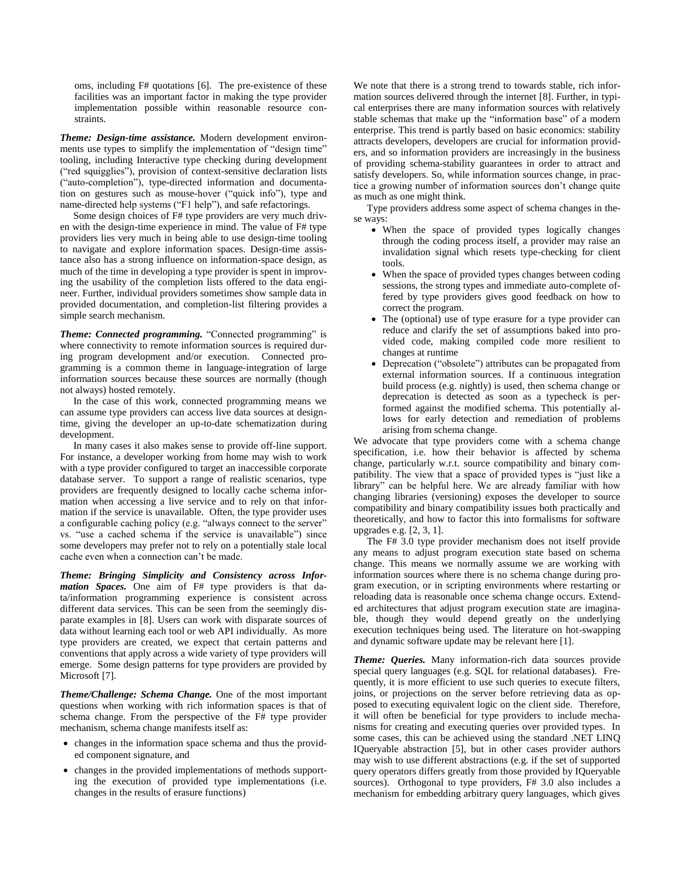oms, including F# quotations [6]. The pre-existence of these facilities was an important factor in making the type provider implementation possible within reasonable resource constraints.

***Theme: Design-time assistance.*** Modern development environments use types to simplify the implementation of "design time" tooling, including Interactive type checking during development ("red squigglies"), provision of context-sensitive declaration lists ("auto-completion"), type-directed information and documentation on gestures such as mouse-hover ("quick info"), type and name-directed help systems ("F1 help"), and safe refactorings.

Some design choices of F# type providers are very much driven with the design-time experience in mind. The value of F# type providers lies very much in being able to use design-time tooling to navigate and explore information spaces. Design-time assistance also has a strong influence on information-space design, as much of the time in developing a type provider is spent in improving the usability of the completion lists offered to the data engineer. Further, individual providers sometimes show sample data in provided documentation, and completion-list filtering provides a simple search mechanism.

***Theme: Connected programming.*** "Connected programming" is where connectivity to remote information sources is required during program development and/or execution. Connected programming is a common theme in language-integration of large information sources because these sources are normally (though not always) hosted remotely.

In the case of this work, connected programming means we can assume type providers can access live data sources at design-time, giving the developer an up-to-date schematization during development.

In many cases it also makes sense to provide off-line support. For instance, a developer working from home may wish to work with a type provider configured to target an inaccessible corporate database server. To support a range of realistic scenarios, type providers are frequently designed to locally cache schema information when accessing a live service and to rely on that information if the service is unavailable. Often, the type provider uses a configurable caching policy (e.g. "always connect to the server" vs. "use a cached schema if the service is unavailable") since some developers may prefer not to rely on a potentially stale local cache even when a connection can't be made.

***Theme: Bringing Simplicity and Consistency across Information Spaces.*** One aim of F# type providers is that data/information programming experience is consistent across different data services. This can be seen from the seemingly disparate examples in [8]. Users can work with disparate sources of data without learning each tool or web API individually. As more type providers are created, we expect that certain patterns and conventions that apply across a wide variety of type providers will emerge. Some design patterns for type providers are provided by Microsoft [7].

***Theme/Challenge: Schema Change.*** One of the most important questions when working with rich information spaces is that of schema change. From the perspective of the F# type provider mechanism, schema change manifests itself as:

- changes in the information space schema and thus the provided component signature, and
- changes in the provided implementations of methods supporting the execution of provided type implementations (i.e. changes in the results of erasure functions)

We note that there is a strong trend to towards stable, rich information sources delivered through the internet [8]. Further, in typical enterprises there are many information sources with relatively stable schemas that make up the "information base" of a modern enterprise. This trend is partly based on basic economics: stability attracts developers, developers are crucial for information providers, and so information providers are increasingly in the business of providing schema-stability guarantees in order to attract and satisfy developers. So, while information sources change, in practice a growing number of information sources don't change quite as much as one might think.

Type providers address some aspect of schema changes in these ways:

- When the space of provided types logically changes through the coding process itself, a provider may raise an invalidation signal which resets type-checking for client tools.
- When the space of provided types changes between coding sessions, the strong types and immediate auto-complete offered by type providers gives good feedback on how to correct the program.
- The (optional) use of type erasure for a type provider can reduce and clarify the set of assumptions baked into provided code, making compiled code more resilient to changes at runtime
- Deprecation ("obsolete") attributes can be propagated from external information sources. If a continuous integration build process (e.g. nightly) is used, then schema change or deprecation is detected as soon as a typecheck is performed against the modified schema. This potentially allows for early detection and remediation of problems arising from schema change.

We advocate that type providers come with a schema change specification, i.e. how their behavior is affected by schema change, particularly w.r.t. source compatibility and binary compatibility. The view that a space of provided types is "just like a library" can be helpful here. We are already familiar with how changing libraries (versioning) exposes the developer to source compatibility and binary compatibility issues both practically and theoretically, and how to factor this into formalisms for software upgrades e.g. [2, 3, 1].

The F# 3.0 type provider mechanism does not itself provide any means to adjust program execution state based on schema change. This means we normally assume we are working with information sources where there is no schema change during program execution, or in scripting environments where restarting or reloading data is reasonable once schema change occurs. Extended architectures that adjust program execution state are imaginable, though they would depend greatly on the underlying execution techniques being used. The literature on hot-swapping and dynamic software update may be relevant here [1].

***Theme: Queries.*** Many information-rich data sources provide special query languages (e.g. SQL for relational databases). Frequently, it is more efficient to use such queries to execute filters, joins, or projections on the server before retrieving data as opposed to executing equivalent logic on the client side. Therefore, it will often be beneficial for type providers to include mechanisms for creating and executing queries over provided types. In some cases, this can be achieved using the standard .NET LINQ IQueryable abstraction [5], but in other cases provider authors may wish to use different abstractions (e.g. if the set of supported query operators differs greatly from those provided by IQueryable sources). Orthogonal to type providers, F# 3.0 also includes a mechanism for embedding arbitrary query languages, which gives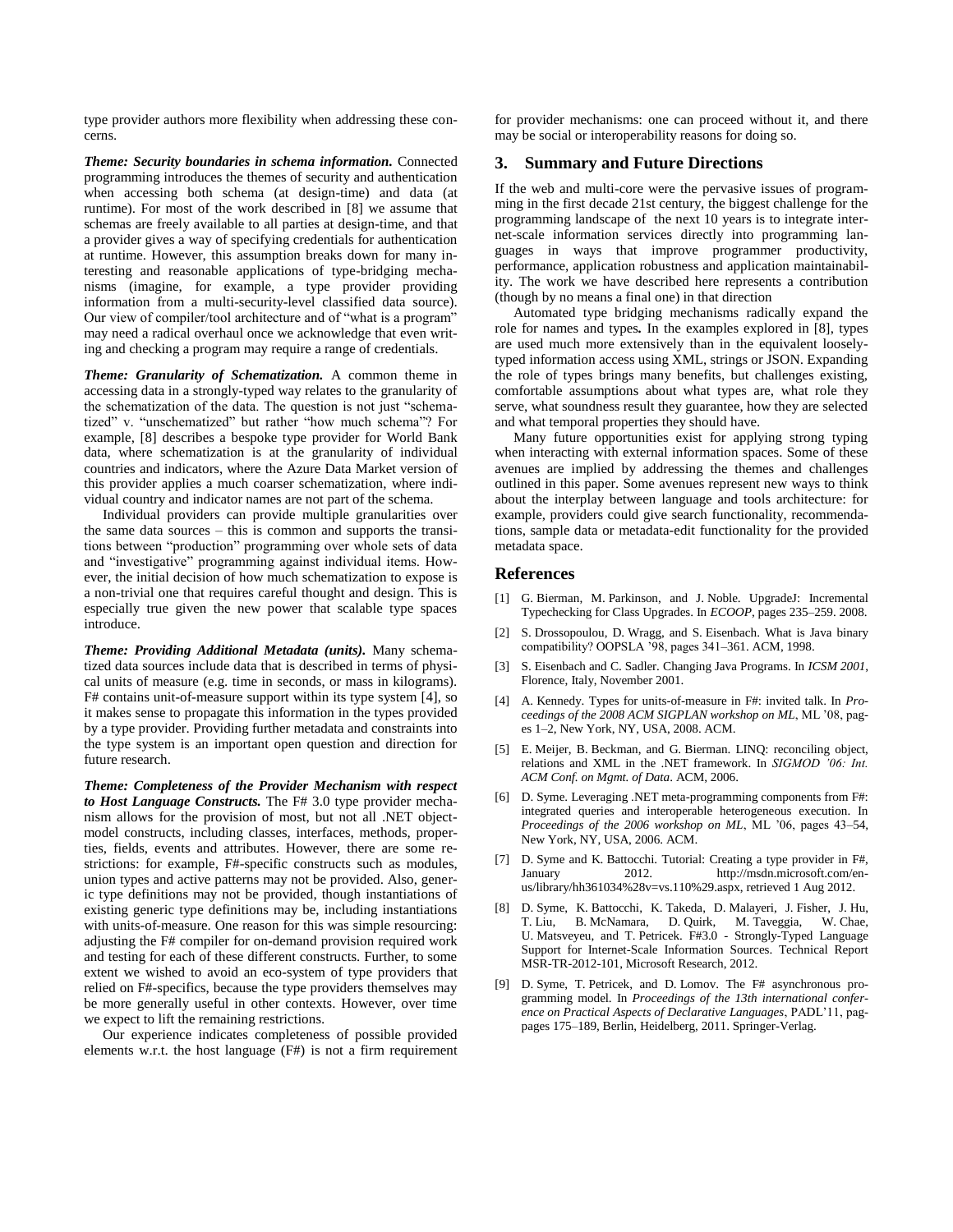type provider authors more flexibility when addressing these concerns.

***Theme: Security boundaries in schema information.*** Connected programming introduces the themes of security and authentication when accessing both schema (at design-time) and data (at runtime). For most of the work described in [8] we assume that schemas are freely available to all parties at design-time, and that a provider gives a way of specifying credentials for authentication at runtime. However, this assumption breaks down for many interesting and reasonable applications of type-bridging mechanisms (imagine, for example, a type provider providing information from a multi-security-level classified data source). Our view of compiler/tool architecture and of "what is a program" may need a radical overhaul once we acknowledge that even writing and checking a program may require a range of credentials.

***Theme: Granularity of Schematization.*** A common theme in accessing data in a strongly-typed way relates to the granularity of the schematization of the data. The question is not just "schematized" v. "unschematized" but rather "how much schema"? For example, [8] describes a bespoke type provider for World Bank data, where schematization is at the granularity of individual countries and indicators, where the Azure Data Market version of this provider applies a much coarser schematization, where individual country and indicator names are not part of the schema.

Individual providers can provide multiple granularities over the same data sources – this is common and supports the transitions between "production" programming over whole sets of data and "investigative" programming against individual items. However, the initial decision of how much schematization to expose is a non-trivial one that requires careful thought and design. This is especially true given the new power that scalable type spaces introduce.

***Theme: Providing Additional Metadata (units).*** Many schematized data sources include data that is described in terms of physical units of measure (e.g. time in seconds, or mass in kilograms). F# contains unit-of-measure support within its type system [4], so it makes sense to propagate this information in the types provided by a type provider. Providing further metadata and constraints into the type system is an important open question and direction for future research.

***Theme: Completeness of the Provider Mechanism with respect to Host Language Constructs.*** The F# 3.0 type provider mechanism allows for the provision of most, but not all .NET object-model constructs, including classes, interfaces, methods, properties, fields, events and attributes. However, there are some restrictions: for example, F#-specific constructs such as modules, union types and active patterns may not be provided. Also, generic type definitions may not be provided, though instantiations of existing generic type definitions may be, including instantiations with units-of-measure. One reason for this was simple resourcing: adjusting the F# compiler for on-demand provision required work and testing for each of these different constructs. Further, to some extent we wished to avoid an eco-system of type providers that relied on F#-specifics, because the type providers themselves may be more generally useful in other contexts. However, over time we expect to lift the remaining restrictions.

Our experience indicates completeness of possible provided elements w.r.t. the host language (F#) is not a firm requirement for provider mechanisms: one can proceed without it, and there may be social or interoperability reasons for doing so.

## 3. Summary and Future Directions

If the web and multi-core were the pervasive issues of programming in the first decade 21st century, the biggest challenge for the programming landscape of the next 10 years is to integrate internet-scale information services directly into programming languages in ways that improve programmer productivity, performance, application robustness and application maintainability. The work we have described here represents a contribution (though by no means a final one) in that direction

Automated type bridging mechanisms radically expand the role for names and types**.** In the examples explored in [8], types are used much more extensively than in the equivalent loosely-typed information access using XML, strings or JSON. Expanding the role of types brings many benefits, but challenges existing, comfortable assumptions about what types are, what role they serve, what soundness result they guarantee, how they are selected and what temporal properties they should have.

Many future opportunities exist for applying strong typing when interacting with external information spaces. Some of these avenues are implied by addressing the themes and challenges outlined in this paper. Some avenues represent new ways to think about the interplay between language and tools architecture: for example, providers could give search functionality, recommendations, sample data or metadata-edit functionality for the provided metadata space.

## References

[1] G. Bierman, M. Parkinson, and J. Noble. UpgradeJ: Incremental Typechecking for Class Upgrades. In *ECOOP*, pages 235–259. 2008.

[2] S. Drossopoulou, D. Wragg, and S. Eisenbach. What is Java binary compatibility? OOPSLA '98, pages 341–361. ACM, 1998.

[3] S. Eisenbach and C. Sadler. Changing Java Programs. In *ICSM 2001*, Florence, Italy, November 2001.

[4] A. Kennedy. Types for units-of-measure in F#: invited talk. In *Proceedings of the 2008 ACM SIGPLAN workshop on ML*, ML '08, pages 1–2, New York, NY, USA, 2008. ACM.

[5] E. Meijer, B. Beckman, and G. Bierman. LINQ: reconciling object, relations and XML in the .NET framework. In *SIGMOD '06: Int. ACM Conf. on Mgmt. of Data*. ACM, 2006.

[6] D. Syme. Leveraging .NET meta-programming components from F#: integrated queries and interoperable heterogeneous execution. In *Proceedings of the 2006 workshop on ML*, ML '06, pages 43–54, New York, NY, USA, 2006. ACM.

[7] D. Syme and K. Battocchi. Tutorial: Creating a type provider in F#, January 2012. http://msdn.microsoft.com/en-us/library/hh361034%28v=vs.110%29.aspx, retrieved 1 Aug 2012.

[8] D. Syme, K. Battocchi, K. Takeda, D. Malayeri, J. Fisher, J. Hu, T. Liu, B. McNamara, D. Quirk, M. Taveggia, W. Chae, U. Matsveyeu, and T. Petricek. F#3.0 - Strongly-Typed Language Support for Internet-Scale Information Sources. Technical Report MSR-TR-2012-101, Microsoft Research, 2012.

[9] D. Syme, T. Petricek, and D. Lomov. The F# asynchronous programming model. In *Proceedings of the 13th international conference on Practical Aspects of Declarative Languages*, PADL'11, pagpages 175–189, Berlin, Heidelberg, 2011. Springer-Verlag.